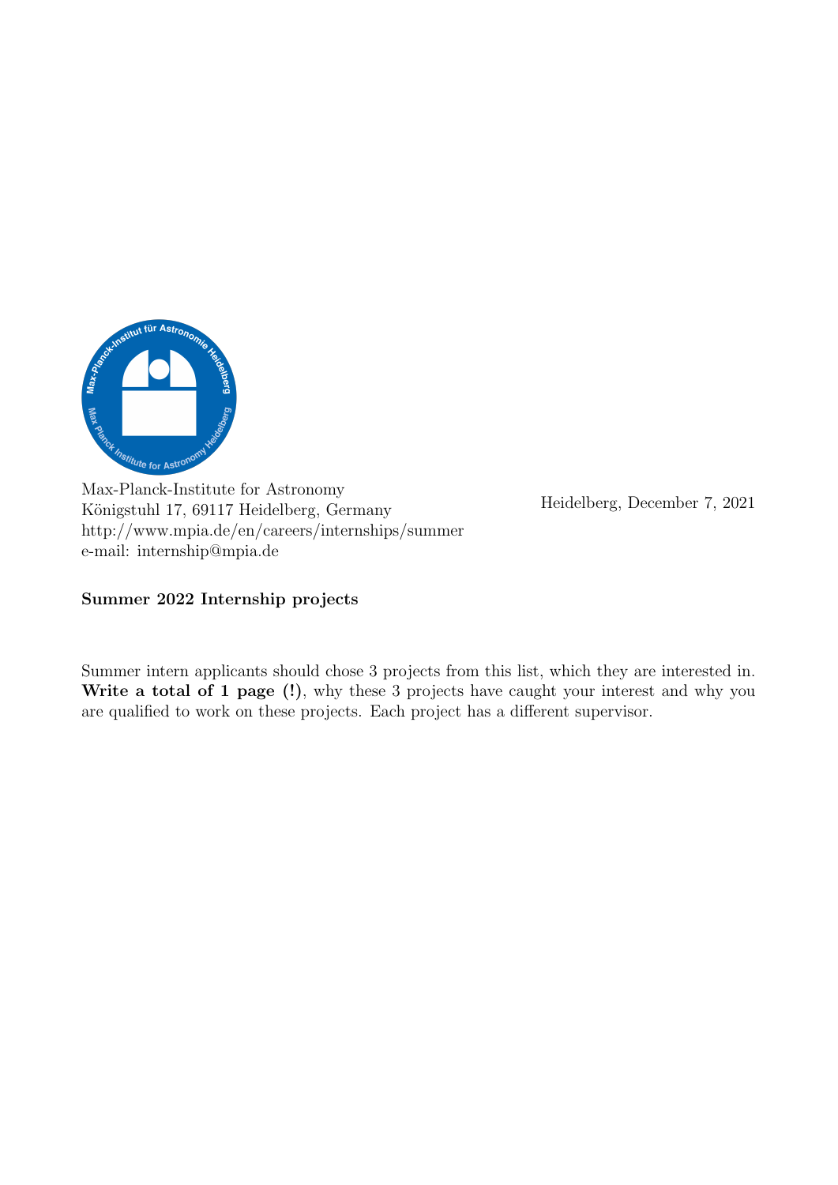Max-Planck-Institute for Astronomy
Königstuhl 17, 69117 Heidelberg, Germany
http://www.mpia.de/en/careers/internships/summer
e-mail: internship@mpia.de

Heidelberg, December 7, 2021

**Summer 2022 Internship projects**

Summer intern applicants should chose 3 projects from this list, which they are interested in. **Write a total of 1 page (!)**, why these 3 projects have caught your interest and why you are qualified to work on these projects. Each project has a different supervisor.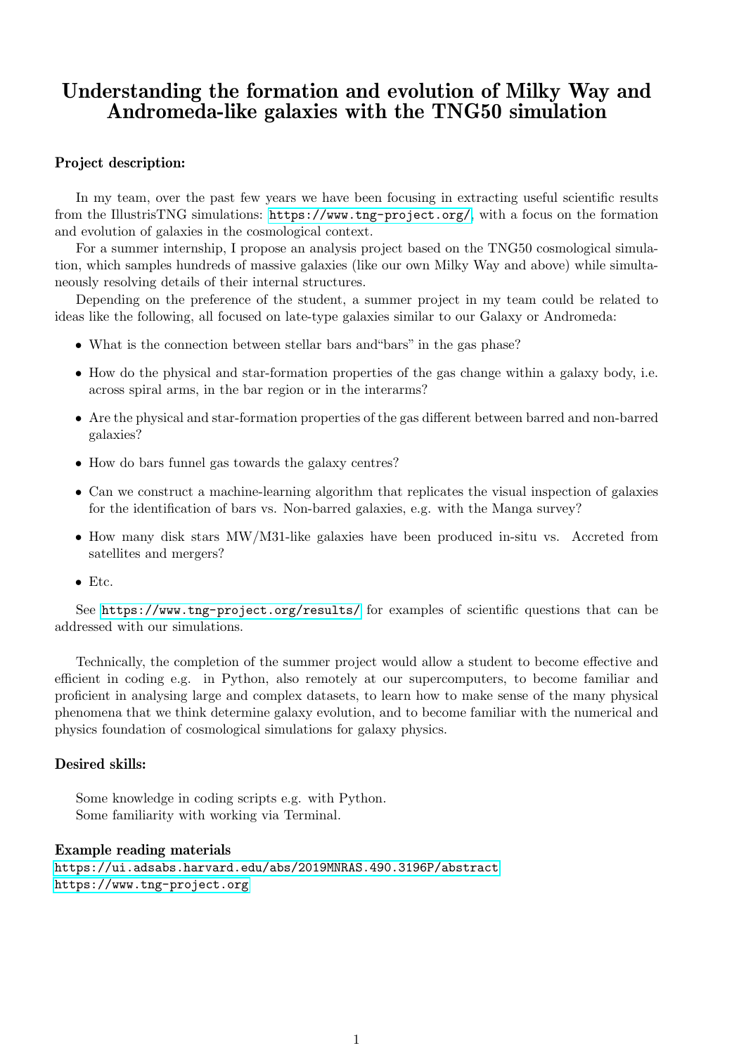# Understanding the formation and evolution of Milky Way and Andromeda-like galaxies with the TNG50 simulation

**Project description:**

In my team, over the past few years we have been focusing in extracting useful scientific results from the IllustrisTNG simulations: https://www.tng-project.org/, with a focus on the formation and evolution of galaxies in the cosmological context.

For a summer internship, I propose an analysis project based on the TNG50 cosmological simulation, which samples hundreds of massive galaxies (like our own Milky Way and above) while simultaneously resolving details of their internal structures.

Depending on the preference of the student, a summer project in my team could be related to ideas like the following, all focused on late-type galaxies similar to our Galaxy or Andromeda:

- What is the connection between stellar bars and"bars" in the gas phase?
- How do the physical and star-formation properties of the gas change within a galaxy body, i.e. across spiral arms, in the bar region or in the interarms?
- Are the physical and star-formation properties of the gas different between barred and non-barred galaxies?
- How do bars funnel gas towards the galaxy centres?
- Can we construct a machine-learning algorithm that replicates the visual inspection of galaxies for the identification of bars vs. Non-barred galaxies, e.g. with the Manga survey?
- How many disk stars MW/M31-like galaxies have been produced in-situ vs. Accreted from satellites and mergers?
- Etc.

See https://www.tng-project.org/results/ for examples of scientific questions that can be addressed with our simulations.

Technically, the completion of the summer project would allow a student to become effective and efficient in coding e.g. in Python, also remotely at our supercomputers, to become familiar and proficient in analysing large and complex datasets, to learn how to make sense of the many physical phenomena that we think determine galaxy evolution, and to become familiar with the numerical and physics foundation of cosmological simulations for galaxy physics.

**Desired skills:**

Some knowledge in coding scripts e.g. with Python.
Some familiarity with working via Terminal.

**Example reading materials**

https://ui.adsabs.harvard.edu/abs/2019MNRAS.490.3196P/abstract
https://www.tng-project.org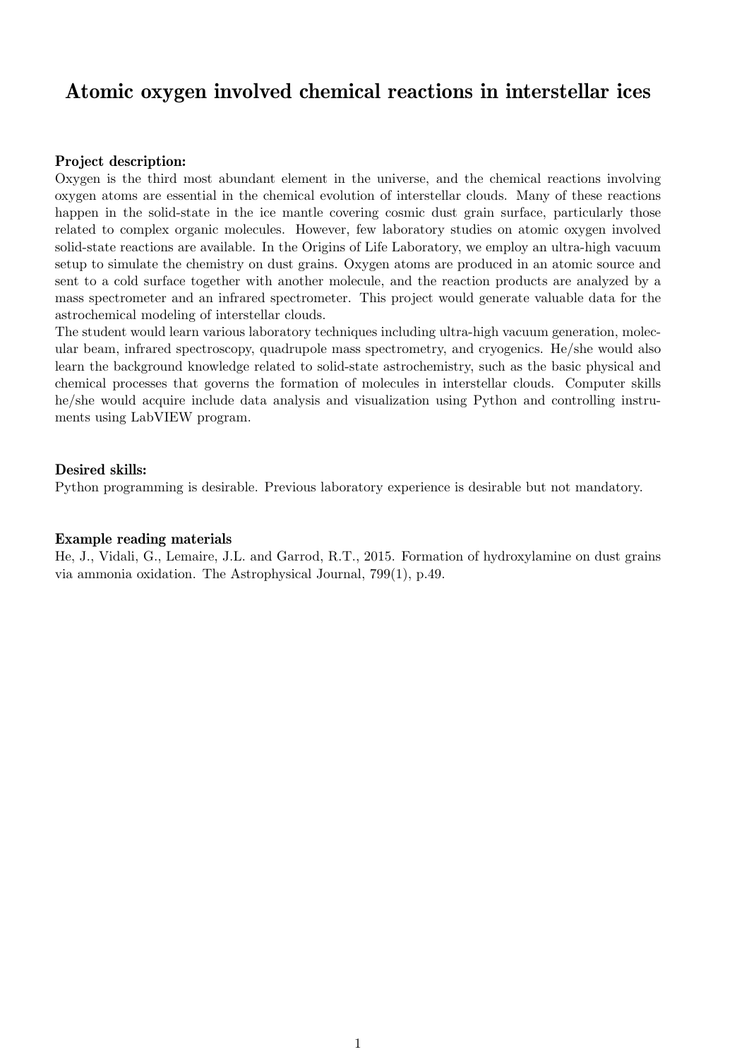# Atomic oxygen involved chemical reactions in interstellar ices

**Project description:**

Oxygen is the third most abundant element in the universe, and the chemical reactions involving oxygen atoms are essential in the chemical evolution of interstellar clouds. Many of these reactions happen in the solid-state in the ice mantle covering cosmic dust grain surface, particularly those related to complex organic molecules. However, few laboratory studies on atomic oxygen involved solid-state reactions are available. In the Origins of Life Laboratory, we employ an ultra-high vacuum setup to simulate the chemistry on dust grains. Oxygen atoms are produced in an atomic source and sent to a cold surface together with another molecule, and the reaction products are analyzed by a mass spectrometer and an infrared spectrometer. This project would generate valuable data for the astrochemical modeling of interstellar clouds.

The student would learn various laboratory techniques including ultra-high vacuum generation, molecular beam, infrared spectroscopy, quadrupole mass spectrometry, and cryogenics. He/she would also learn the background knowledge related to solid-state astrochemistry, such as the basic physical and chemical processes that governs the formation of molecules in interstellar clouds. Computer skills he/she would acquire include data analysis and visualization using Python and controlling instruments using LabVIEW program.

**Desired skills:**

Python programming is desirable. Previous laboratory experience is desirable but not mandatory.

**Example reading materials**

He, J., Vidali, G., Lemaire, J.L. and Garrod, R.T., 2015. Formation of hydroxylamine on dust grains via ammonia oxidation. The Astrophysical Journal, 799(1), p.49.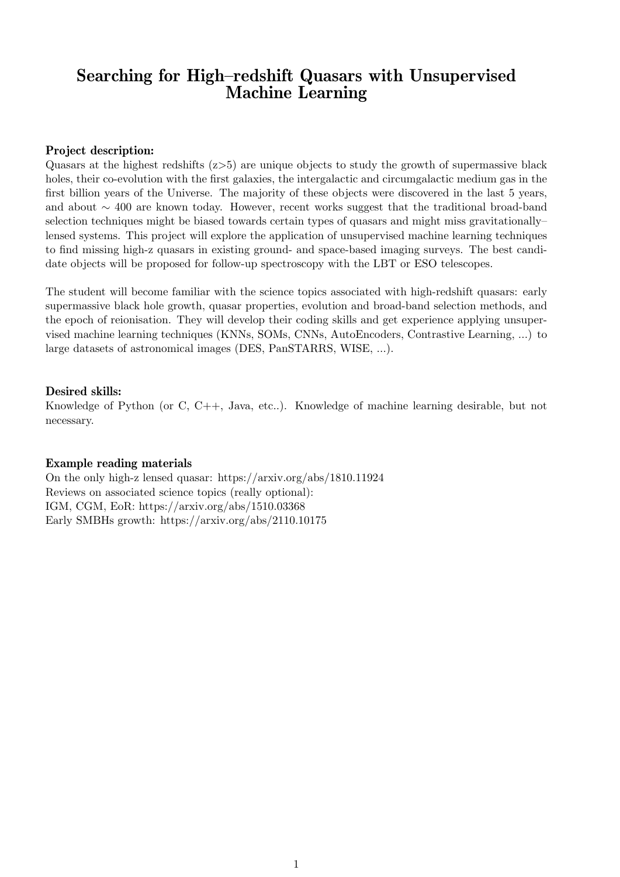# Searching for High–redshift Quasars with Unsupervised Machine Learning

### Project description:

Quasars at the highest redshifts ($z>5$) are unique objects to study the growth of supermassive black holes, their co-evolution with the first galaxies, the intergalactic and circumgalactic medium gas in the first billion years of the Universe. The majority of these objects were discovered in the last 5 years, and about $\sim 400$ are known today. However, recent works suggest that the traditional broad-band selection techniques might be biased towards certain types of quasars and might miss gravitationally–lensed systems. This project will explore the application of unsupervised machine learning techniques to find missing high-z quasars in existing ground- and space-based imaging surveys. The best candidate objects will be proposed for follow-up spectroscopy with the LBT or ESO telescopes.

The student will become familiar with the science topics associated with high-redshift quasars: early supermassive black hole growth, quasar properties, evolution and broad-band selection methods, and the epoch of reionisation. They will develop their coding skills and get experience applying unsupervised machine learning techniques (KNNs, SOMs, CNNs, AutoEncoders, Contrastive Learning, ...) to large datasets of astronomical images (DES, PanSTARRS, WISE, ...).

### Desired skills:

Knowledge of Python (or C, C++, Java, etc..). Knowledge of machine learning desirable, but not necessary.

### Example reading materials

On the only high-z lensed quasar: https://arxiv.org/abs/1810.11924
Reviews on associated science topics (really optional):
IGM, CGM, EoR: https://arxiv.org/abs/1510.03368
Early SMBHs growth: https://arxiv.org/abs/2110.10175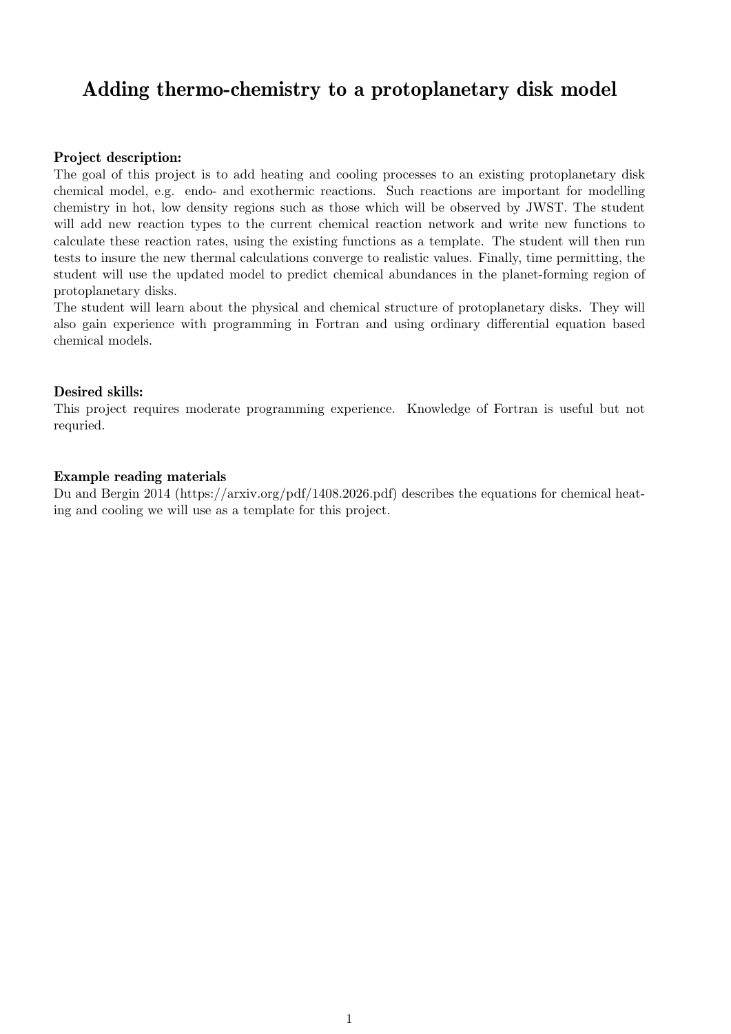# Adding thermo-chemistry to a protoplanetary disk model

**Project description:**

The goal of this project is to add heating and cooling processes to an existing protoplanetary disk chemical model, e.g. endo- and exothermic reactions. Such reactions are important for modelling chemistry in hot, low density regions such as those which will be observed by JWST. The student will add new reaction types to the current chemical reaction network and write new functions to calculate these reaction rates, using the existing functions as a template. The student will then run tests to insure the new thermal calculations converge to realistic values. Finally, time permitting, the student will use the updated model to predict chemical abundances in the planet-forming region of protoplanetary disks.

The student will learn about the physical and chemical structure of protoplanetary disks. They will also gain experience with programming in Fortran and using ordinary differential equation based chemical models.

**Desired skills:**

This project requires moderate programming experience. Knowledge of Fortran is useful but not requried.

**Example reading materials**

Du and Bergin 2014 (https://arxiv.org/pdf/1408.2026.pdf) describes the equations for chemical heating and cooling we will use as a template for this project.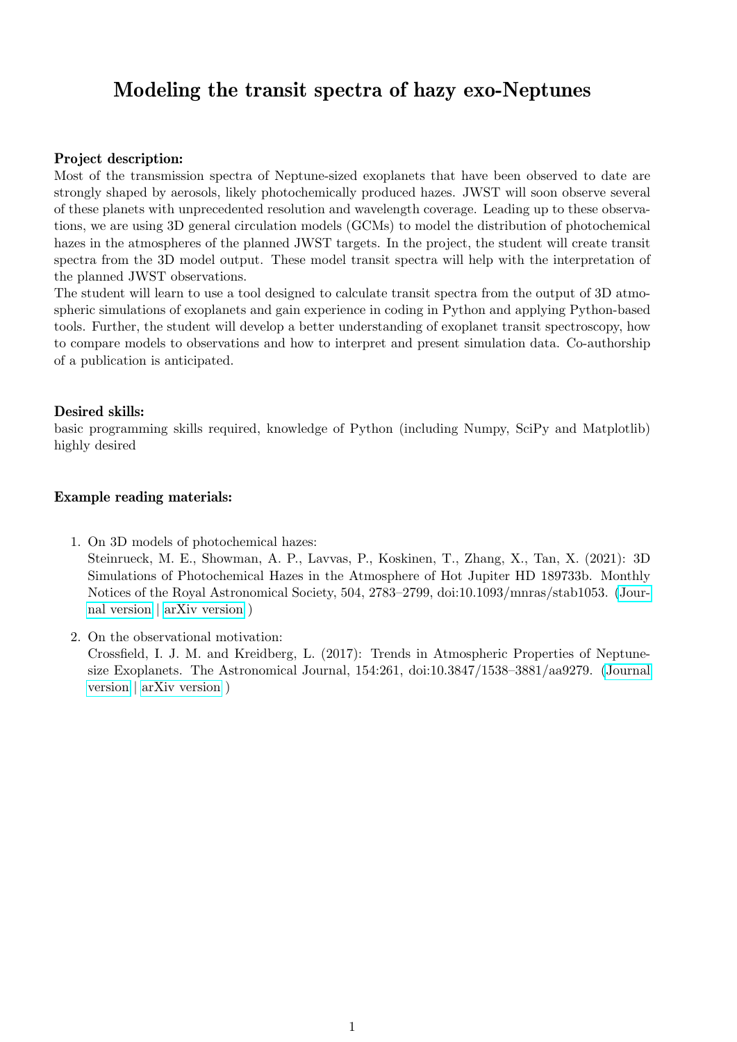# Modeling the transit spectra of hazy exo-Neptunes

**Project description:**

Most of the transmission spectra of Neptune-sized exoplanets that have been observed to date are strongly shaped by aerosols, likely photochemically produced hazes. JWST will soon observe several of these planets with unprecedented resolution and wavelength coverage. Leading up to these observations, we are using 3D general circulation models (GCMs) to model the distribution of photochemical hazes in the atmospheres of the planned JWST targets. In the project, the student will create transit spectra from the 3D model output. These model transit spectra will help with the interpretation of the planned JWST observations.

The student will learn to use a tool designed to calculate transit spectra from the output of 3D atmospheric simulations of exoplanets and gain experience in coding in Python and applying Python-based tools. Further, the student will develop a better understanding of exoplanet transit spectroscopy, how to compare models to observations and how to interpret and present simulation data. Co-authorship of a publication is anticipated.

**Desired skills:**

basic programming skills required, knowledge of Python (including Numpy, SciPy and Matplotlib) highly desired

**Example reading materials:**

1. On 3D models of photochemical hazes:
   Steinrueck, M. E., Showman, A. P., Lavvas, P., Koskinen, T., Zhang, X., Tan, X. (2021): 3D Simulations of Photochemical Hazes in the Atmosphere of Hot Jupiter HD 189733b. Monthly Notices of the Royal Astronomical Society, 504, 2783–2799, doi:10.1093/mnras/stab1053. (Journal version | arXiv version )

2. On the observational motivation:
   Crossfield, I. J. M. and Kreidberg, L. (2017): Trends in Atmospheric Properties of Neptune-size Exoplanets. The Astronomical Journal, 154:261, doi:10.3847/1538–3881/aa9279. (Journal version | arXiv version )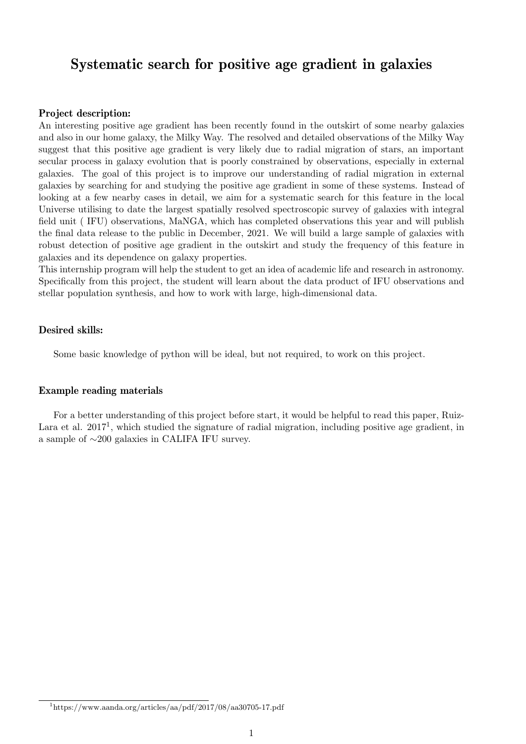# Systematic search for positive age gradient in galaxies

### Project description:

An interesting positive age gradient has been recently found in the outskirt of some nearby galaxies and also in our home galaxy, the Milky Way. The resolved and detailed observations of the Milky Way suggest that this positive age gradient is very likely due to radial migration of stars, an important secular process in galaxy evolution that is poorly constrained by observations, especially in external galaxies. The goal of this project is to improve our understanding of radial migration in external galaxies by searching for and studying the positive age gradient in some of these systems. Instead of looking at a few nearby cases in detail, we aim for a systematic search for this feature in the local Universe utilising to date the largest spatially resolved spectroscopic survey of galaxies with integral field unit ( IFU) observations, MaNGA, which has completed observations this year and will publish the final data release to the public in December, 2021. We will build a large sample of galaxies with robust detection of positive age gradient in the outskirt and study the frequency of this feature in galaxies and its dependence on galaxy properties.

This internship program will help the student to get an idea of academic life and research in astronomy. Specifically from this project, the student will learn about the data product of IFU observations and stellar population synthesis, and how to work with large, high-dimensional data.

### Desired skills:

Some basic knowledge of python will be ideal, but not required, to work on this project.

### Example reading materials

For a better understanding of this project before start, it would be helpful to read this paper, Ruiz-Lara et al. 2017[1], which studied the signature of radial migration, including positive age gradient, in a sample of ∼200 galaxies in CALIFA IFU survey.

[1] https://www.aanda.org/articles/aa/pdf/2017/08/aa30705-17.pdf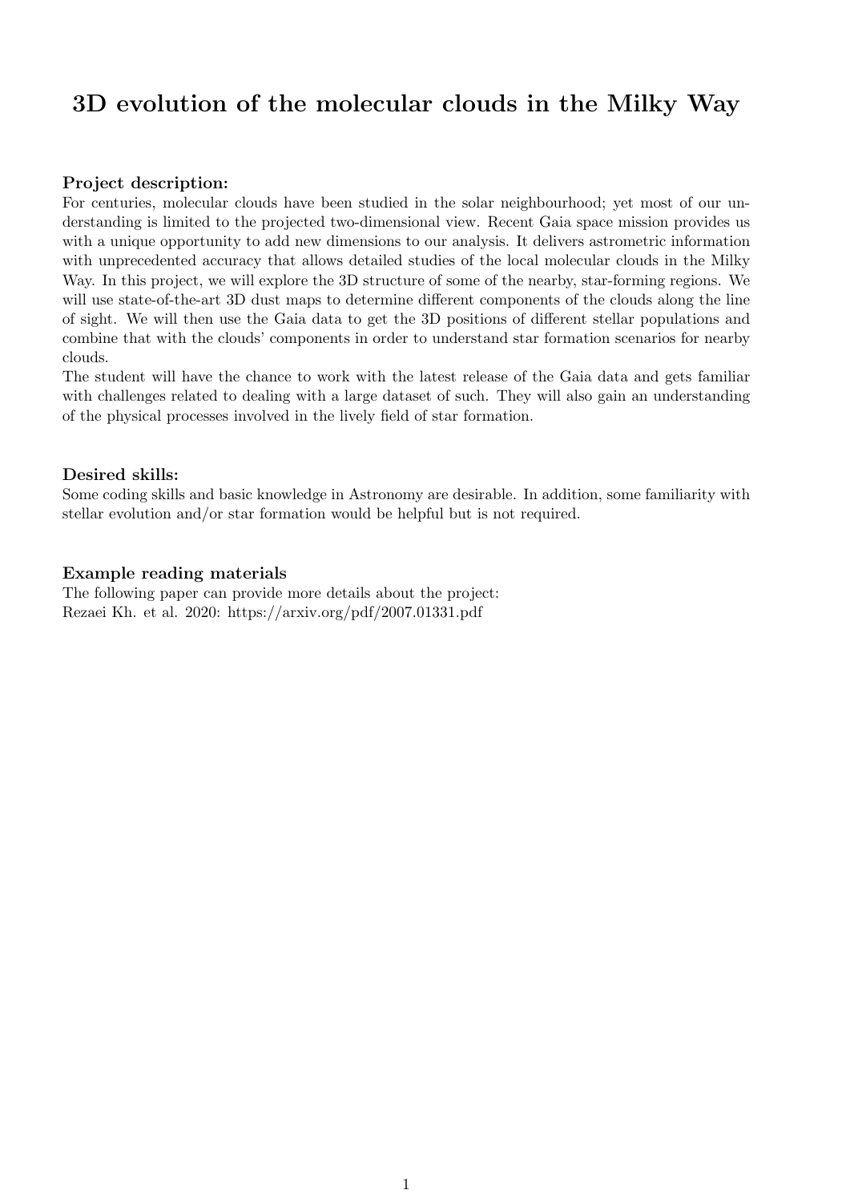# 3D evolution of the molecular clouds in the Milky Way

### Project description:

For centuries, molecular clouds have been studied in the solar neighbourhood; yet most of our understanding is limited to the projected two-dimensional view. Recent Gaia space mission provides us with a unique opportunity to add new dimensions to our analysis. It delivers astrometric information with unprecedented accuracy that allows detailed studies of the local molecular clouds in the Milky Way. In this project, we will explore the 3D structure of some of the nearby, star-forming regions. We will use state-of-the-art 3D dust maps to determine different components of the clouds along the line of sight. We will then use the Gaia data to get the 3D positions of different stellar populations and combine that with the clouds' components in order to understand star formation scenarios for nearby clouds.

The student will have the chance to work with the latest release of the Gaia data and gets familiar with challenges related to dealing with a large dataset of such. They will also gain an understanding of the physical processes involved in the lively field of star formation.

### Desired skills:

Some coding skills and basic knowledge in Astronomy are desirable. In addition, some familiarity with stellar evolution and/or star formation would be helpful but is not required.

### Example reading materials

The following paper can provide more details about the project:
Rezaei Kh. et al. 2020: https://arxiv.org/pdf/2007.01331.pdf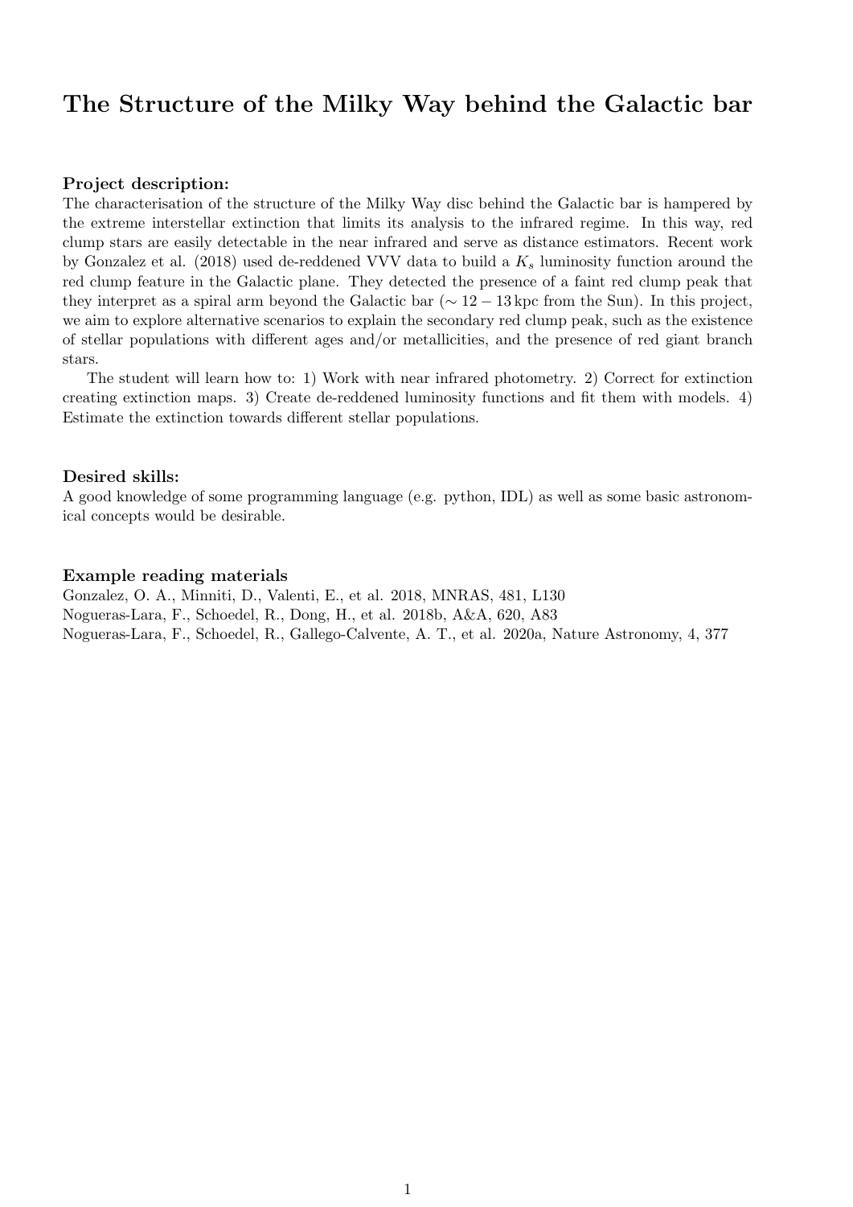# The Structure of the Milky Way behind the Galactic bar

### Project description:

The characterisation of the structure of the Milky Way disc behind the Galactic bar is hampered by the extreme interstellar extinction that limits its analysis to the infrared regime. In this way, red clump stars are easily detectable in the near infrared and serve as distance estimators. Recent work by Gonzalez et al. (2018) used de-reddened VVV data to build a $K_s$ luminosity function around the red clump feature in the Galactic plane. They detected the presence of a faint red clump peak that they interpret as a spiral arm beyond the Galactic bar ($\sim 12 - 13$ kpc from the Sun). In this project, we aim to explore alternative scenarios to explain the secondary red clump peak, such as the existence of stellar populations with different ages and/or metallicities, and the presence of red giant branch stars.

The student will learn how to: 1) Work with near infrared photometry. 2) Correct for extinction creating extinction maps. 3) Create de-reddened luminosity functions and fit them with models. 4) Estimate the extinction towards different stellar populations.

### Desired skills:

A good knowledge of some programming language (e.g. python, IDL) as well as some basic astronomical concepts would be desirable.

### Example reading materials

Gonzalez, O. A., Minniti, D., Valenti, E., et al. 2018, MNRAS, 481, L130
Nogueras-Lara, F., Schoedel, R., Dong, H., et al. 2018b, A&A, 620, A83
Nogueras-Lara, F., Schoedel, R., Gallego-Calvente, A. T., et al. 2020a, Nature Astronomy, 4, 377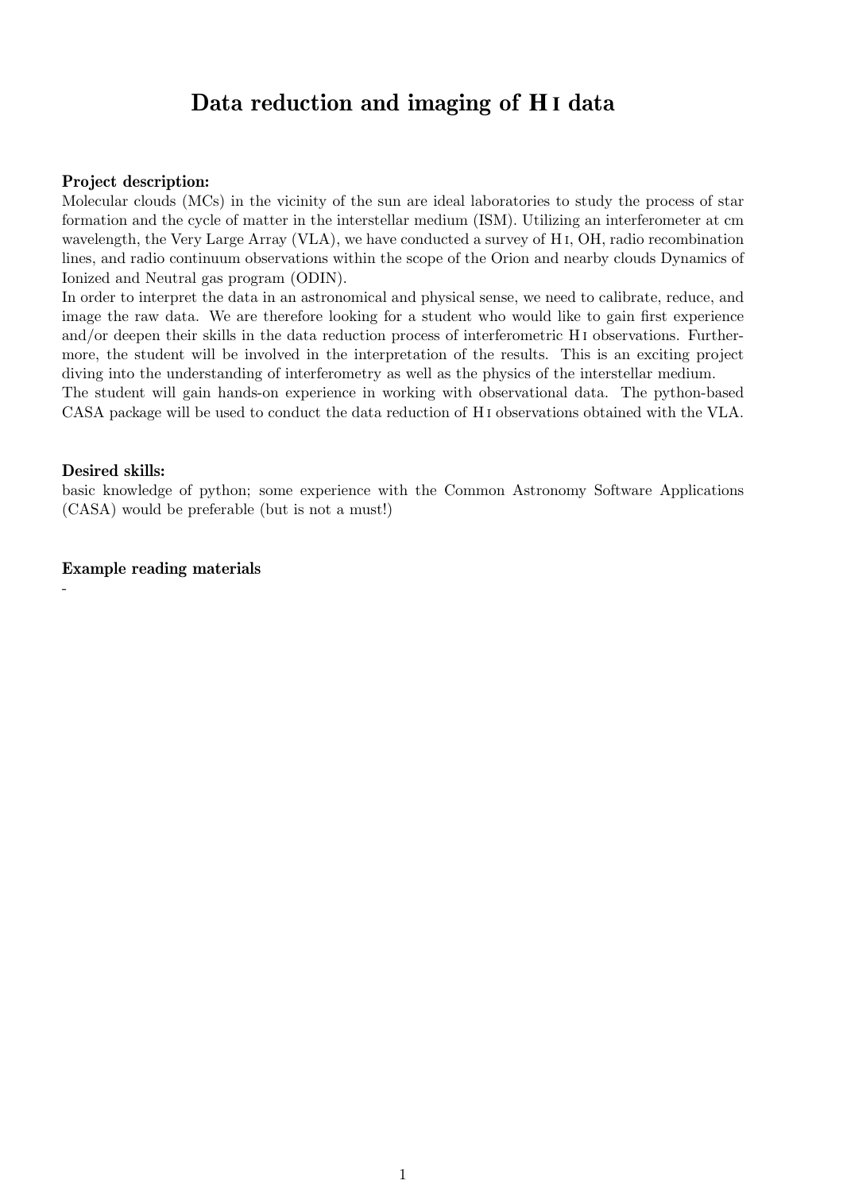# Data reduction and imaging of H I data

**Project description:**

Molecular clouds (MCs) in the vicinity of the sun are ideal laboratories to study the process of star formation and the cycle of matter in the interstellar medium (ISM). Utilizing an interferometer at cm wavelength, the Very Large Array (VLA), we have conducted a survey of H I, OH, radio recombination lines, and radio continuum observations within the scope of the Orion and nearby clouds Dynamics of Ionized and Neutral gas program (ODIN).

In order to interpret the data in an astronomical and physical sense, we need to calibrate, reduce, and image the raw data. We are therefore looking for a student who would like to gain first experience and/or deepen their skills in the data reduction process of interferometric H I observations. Furthermore, the student will be involved in the interpretation of the results. This is an exciting project diving into the understanding of interferometry as well as the physics of the interstellar medium.

The student will gain hands-on experience in working with observational data. The python-based CASA package will be used to conduct the data reduction of H I observations obtained with the VLA.

**Desired skills:**

basic knowledge of python; some experience with the Common Astronomy Software Applications (CASA) would be preferable (but is not a must!)

**Example reading materials**

-